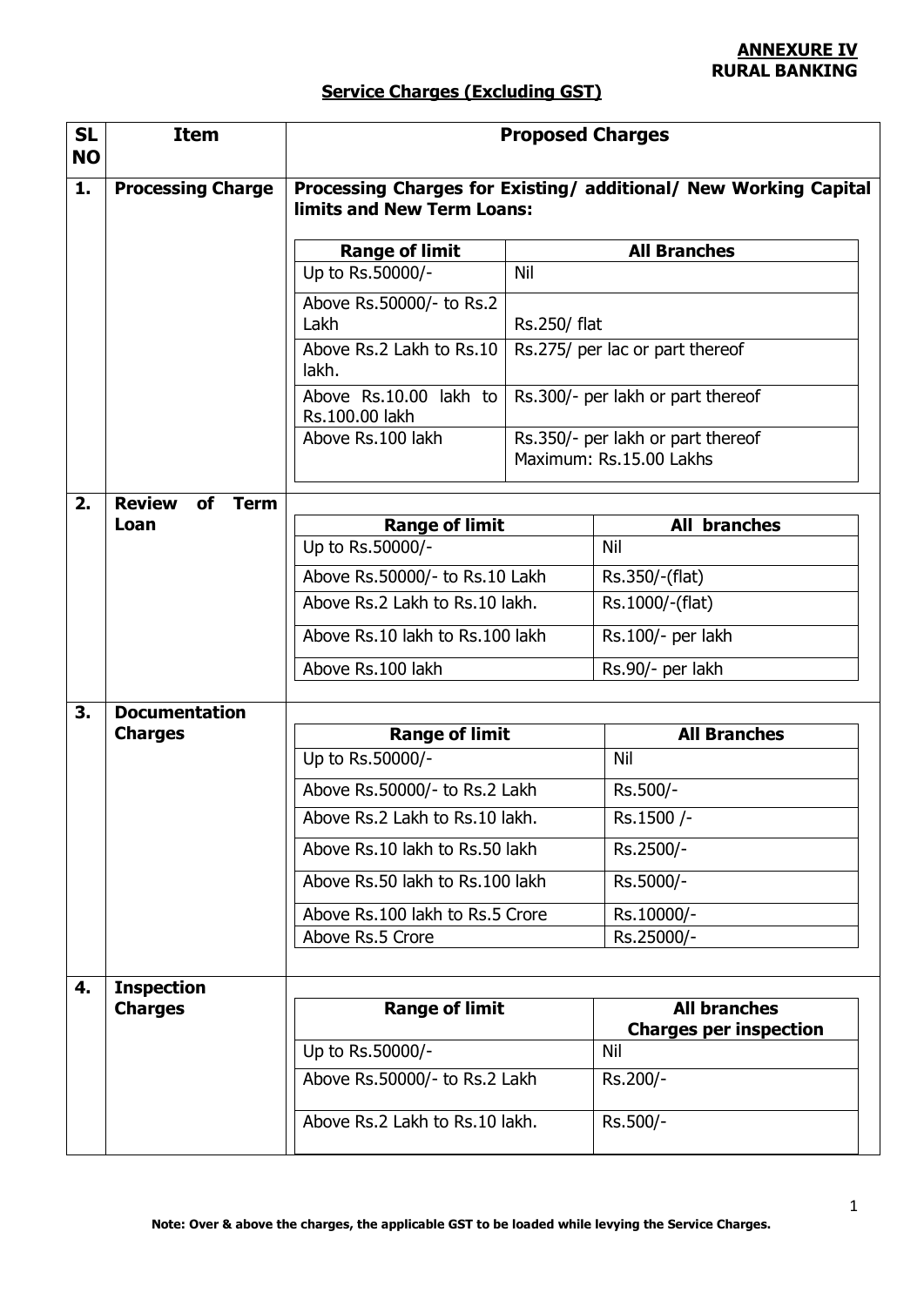**ANNEXURE IV**
**RURAL BANKING**

## Service Charges (Excluding GST)

| SL NO | Item | Proposed Charges | |
|---|---|---|---|
| 1. | Processing Charge | **Processing Charges for Existing/ additional/ New Working Capital limits and New Term Loans:** | |
| | | **Range of limit** | **All Branches** |
| | | Up to Rs.50000/- | Nil |
| | | Above Rs.50000/- to Rs.2 Lakh | Rs.250/ flat |
| | | Above Rs.2 Lakh to Rs.10 lakh. | Rs.275/ per lac or part thereof |
| | | Above Rs.10.00 lakh to Rs.100.00 lakh | Rs.300/- per lakh or part thereof |
| | | Above Rs.100 lakh | Rs.350/- per lakh or part thereof Maximum: Rs.15.00 Lakhs |
| 2. | Review of Term Loan | **Range of limit** | **All branches** |
| | | Up to Rs.50000/- | Nil |
| | | Above Rs.50000/- to Rs.10 Lakh | Rs.350/-(flat) |
| | | Above Rs.2 Lakh to Rs.10 lakh. | Rs.1000/-(flat) |
| | | Above Rs.10 lakh to Rs.100 lakh | Rs.100/- per lakh |
| | | Above Rs.100 lakh | Rs.90/- per lakh |
| 3. | Documentation Charges | **Range of limit** | **All Branches** |
| | | Up to Rs.50000/- | Nil |
| | | Above Rs.50000/- to Rs.2 Lakh | Rs.500/- |
| | | Above Rs.2 Lakh to Rs.10 lakh. | Rs.1500 /- |
| | | Above Rs.10 lakh to Rs.50 lakh | Rs.2500/- |
| | | Above Rs.50 lakh to Rs.100 lakh | Rs.5000/- |
| | | Above Rs.100 lakh to Rs.5 Crore | Rs.10000/- |
| | | Above Rs.5 Crore | Rs.25000/- |
| 4. | Inspection Charges | **Range of limit** | **All branches Charges per inspection** |
| | | Up to Rs.50000/- | Nil |
| | | Above Rs.50000/- to Rs.2 Lakh | Rs.200/- |
| | | Above Rs.2 Lakh to Rs.10 lakh. | Rs.500/- |

**Note: Over & above the charges, the applicable GST to be loaded while levying the Service Charges.**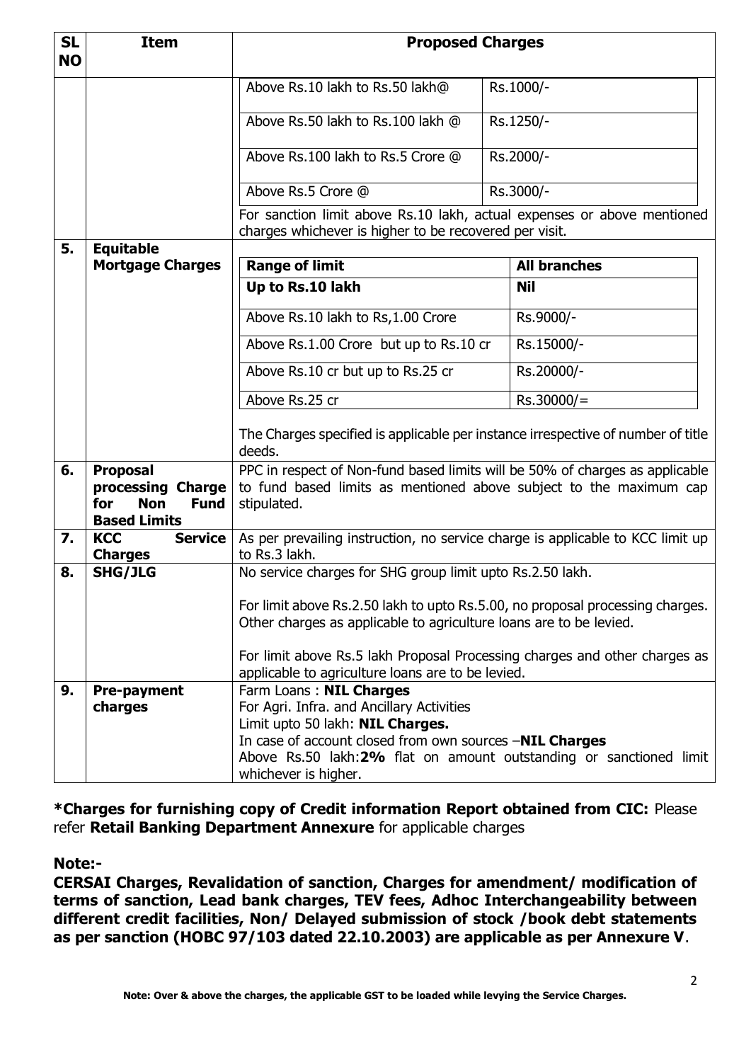| SL NO | Item | Proposed Charges |
|---|---|---|
| | | Above Rs.10 lakh to Rs.50 lakh@ — Rs.1000/-<br>Above Rs.50 lakh to Rs.100 lakh @ — Rs.1250/-<br>Above Rs.100 lakh to Rs.5 Crore @ — Rs.2000/-<br>Above Rs.5 Crore @ — Rs.3000/-<br>For sanction limit above Rs.10 lakh, actual expenses or above mentioned charges whichever is higher to be recovered per visit. |
| 5. | **Equitable Mortgage Charges** | **Range of limit** — **All branches**<br>**Up to Rs.10 lakh** — **Nil**<br>Above Rs.10 lakh to Rs,1.00 Crore — Rs.9000/-<br>Above Rs.1.00 Crore but up to Rs.10 cr — Rs.15000/-<br>Above Rs.10 cr but up to Rs.25 cr — Rs.20000/-<br>Above Rs.25 cr — Rs.30000/=<br>The Charges specified is applicable per instance irrespective of number of title deeds. |
| 6. | **Proposal processing Charge for Non Fund Based Limits** | PPC in respect of Non-fund based limits will be 50% of charges as applicable to fund based limits as mentioned above subject to the maximum cap stipulated. |
| 7. | **KCC Service Charges** | As per prevailing instruction, no service charge is applicable to KCC limit up to Rs.3 lakh. |
| 8. | **SHG/JLG** | No service charges for SHG group limit upto Rs.2.50 lakh.<br>For limit above Rs.2.50 lakh to upto Rs.5.00, no proposal processing charges. Other charges as applicable to agriculture loans are to be levied.<br>For limit above Rs.5 lakh Proposal Processing charges and other charges as applicable to agriculture loans are to be levied. |
| 9. | **Pre-payment charges** | Farm Loans : **NIL Charges**<br>For Agri. Infra. and Ancillary Activities<br>Limit upto 50 lakh: **NIL Charges.**<br>In case of account closed from own sources –**NIL Charges**<br>Above Rs.50 lakh:**2%** flat on amount outstanding or sanctioned limit whichever is higher. |

**\*Charges for furnishing copy of Credit information Report obtained from CIC:** Please refer **Retail Banking Department Annexure** for applicable charges

**Note:-**

**CERSAI Charges, Revalidation of sanction, Charges for amendment/ modification of terms of sanction, Lead bank charges, TEV fees, Adhoc Interchangeability between different credit facilities, Non/ Delayed submission of stock /book debt statements as per sanction (HOBC 97/103 dated 22.10.2003) are applicable as per Annexure V**.

**Note: Over & above the charges, the applicable GST to be loaded while levying the Service Charges.**